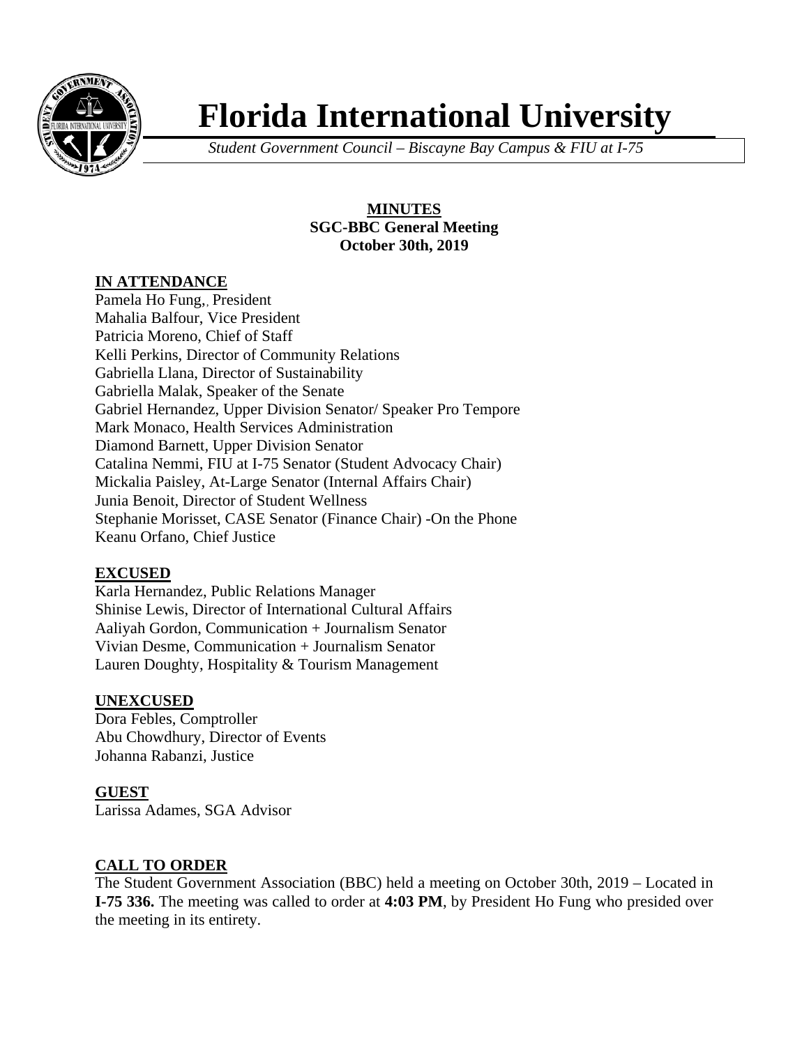# Florida International University

*Student Government Council – Biscayne Bay Campus & FIU at I-75*

**MINUTES**
**SGC-BBC General Meeting**
**October 30th, 2019**

## IN ATTENDANCE

Pamela Ho Fung,, President
Mahalia Balfour, Vice President
Patricia Moreno, Chief of Staff
Kelli Perkins, Director of Community Relations
Gabriella Llana, Director of Sustainability
Gabriella Malak, Speaker of the Senate
Gabriel Hernandez, Upper Division Senator/ Speaker Pro Tempore
Mark Monaco, Health Services Administration
Diamond Barnett, Upper Division Senator
Catalina Nemmi, FIU at I-75 Senator (Student Advocacy Chair)
Mickalia Paisley, At-Large Senator (Internal Affairs Chair)
Junia Benoit, Director of Student Wellness
Stephanie Morisset, CASE Senator (Finance Chair) -On the Phone
Keanu Orfano, Chief Justice

## EXCUSED

Karla Hernandez, Public Relations Manager
Shinise Lewis, Director of International Cultural Affairs
Aaliyah Gordon, Communication + Journalism Senator
Vivian Desme, Communication + Journalism Senator
Lauren Doughty, Hospitality & Tourism Management

## UNEXCUSED

Dora Febles, Comptroller
Abu Chowdhury, Director of Events
Johanna Rabanzi, Justice

## GUEST

Larissa Adames, SGA Advisor

## CALL TO ORDER

The Student Government Association (BBC) held a meeting on October 30th, 2019 – Located in **I-75 336.** The meeting was called to order at **4:03 PM**, by President Ho Fung who presided over the meeting in its entirety.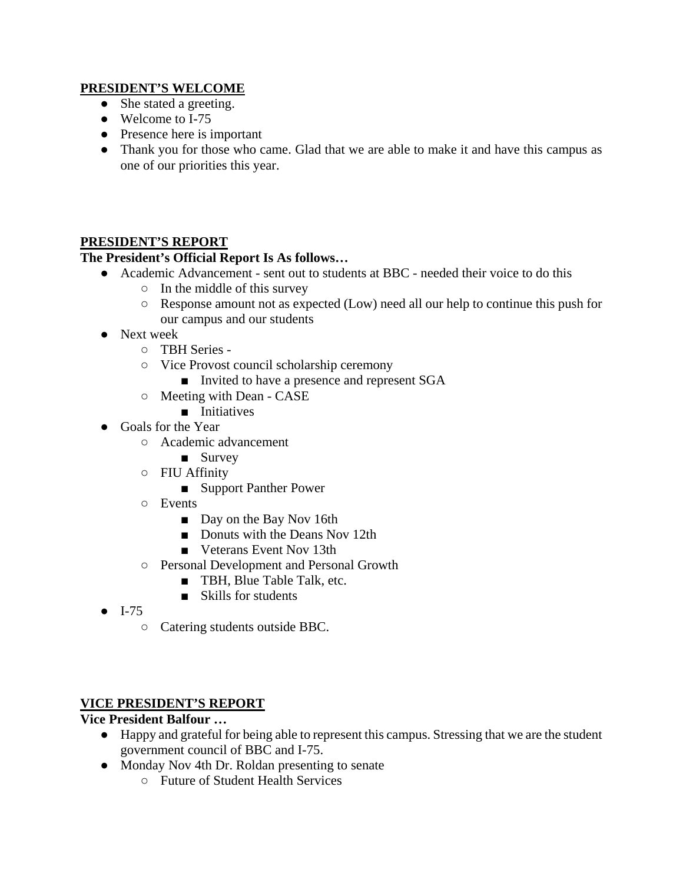**PRESIDENT'S WELCOME**

- She stated a greeting.
- Welcome to I-75
- Presence here is important
- Thank you for those who came. Glad that we are able to make it and have this campus as one of our priorities this year.

**PRESIDENT'S REPORT**

**The President's Official Report Is As follows…**

- Academic Advancement - sent out to students at BBC - needed their voice to do this
  - In the middle of this survey
  - Response amount not as expected (Low) need all our help to continue this push for our campus and our students
- Next week
  - TBH Series -
  - Vice Provost council scholarship ceremony
    - Invited to have a presence and represent SGA
  - Meeting with Dean - CASE
    - Initiatives
- Goals for the Year
  - Academic advancement
    - Survey
  - FIU Affinity
    - Support Panther Power
  - Events
    - Day on the Bay Nov 16th
    - Donuts with the Deans Nov 12th
    - Veterans Event Nov 13th
  - Personal Development and Personal Growth
    - TBH, Blue Table Talk, etc.
    - Skills for students
- I-75
  - Catering students outside BBC.

**VICE PRESIDENT'S REPORT**

**Vice President Balfour …**

- Happy and grateful for being able to represent this campus. Stressing that we are the student government council of BBC and I-75.
- Monday Nov 4th Dr. Roldan presenting to senate
  - Future of Student Health Services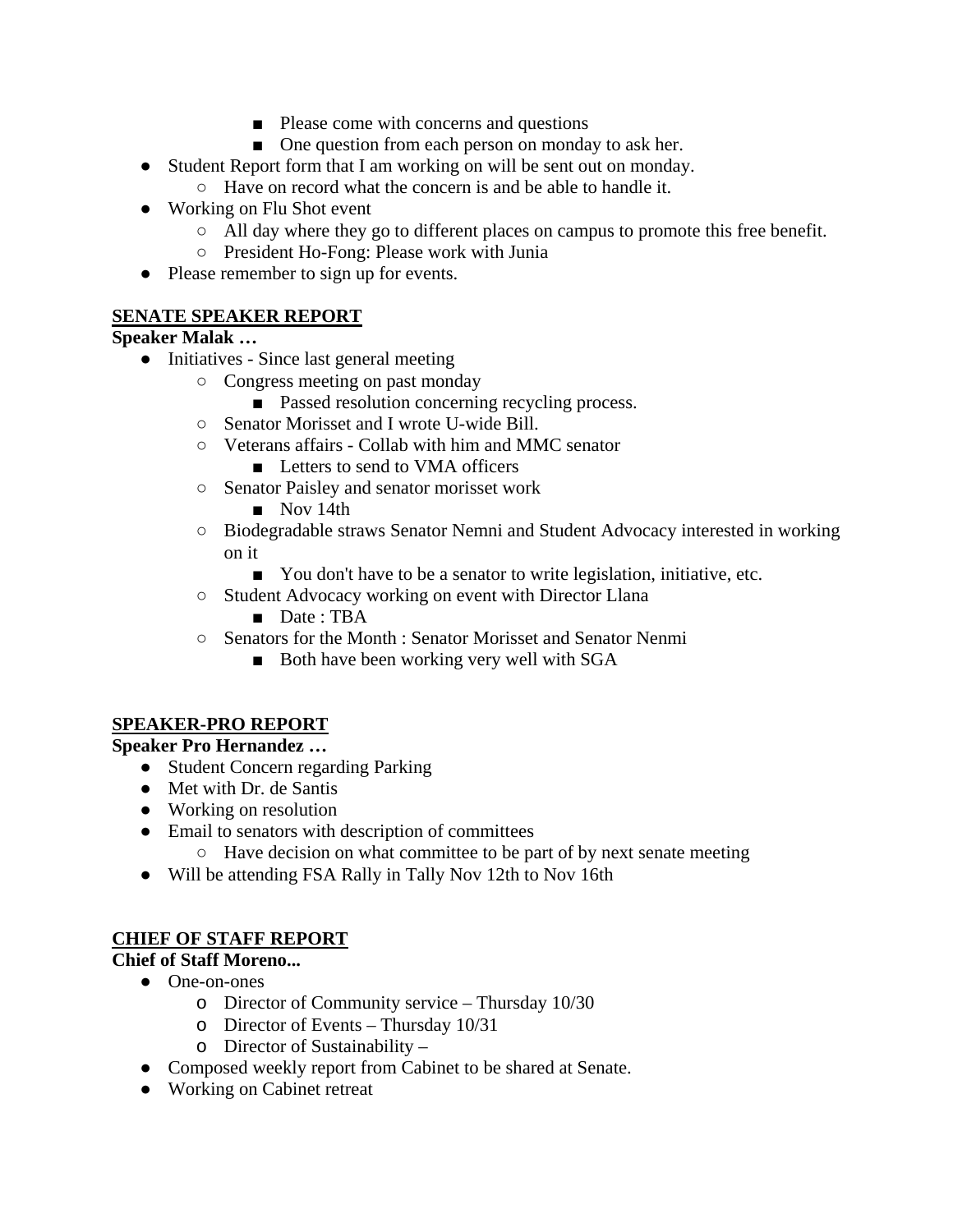- Please come with concerns and questions
        - One question from each person on monday to ask her.
- Student Report form that I am working on will be sent out on monday.
    - Have on record what the concern is and be able to handle it.
- Working on Flu Shot event
    - All day where they go to different places on campus to promote this free benefit.
    - President Ho-Fong: Please work with Junia
- Please remember to sign up for events.

## SENATE SPEAKER REPORT

**Speaker Malak …**

- Initiatives - Since last general meeting
    - Congress meeting on past monday
        - Passed resolution concerning recycling process.
    - Senator Morisset and I wrote U-wide Bill.
    - Veterans affairs - Collab with him and MMC senator
        - Letters to send to VMA officers
    - Senator Paisley and senator morisset work
        - Nov 14th
    - Biodegradable straws Senator Nemni and Student Advocacy interested in working on it
        - You don't have to be a senator to write legislation, initiative, etc.
    - Student Advocacy working on event with Director Llana
        - Date : TBA
    - Senators for the Month : Senator Morisset and Senator Nenmi
        - Both have been working very well with SGA

## SPEAKER-PRO REPORT

**Speaker Pro Hernandez …**

- Student Concern regarding Parking
- Met with Dr. de Santis
- Working on resolution
- Email to senators with description of committees
    - Have decision on what committee to be part of by next senate meeting
- Will be attending FSA Rally in Tally Nov 12th to Nov 16th

## CHIEF OF STAFF REPORT

**Chief of Staff Moreno...**

- One-on-ones
    - Director of Community service – Thursday 10/30
    - Director of Events – Thursday 10/31
    - Director of Sustainability –
- Composed weekly report from Cabinet to be shared at Senate.
- Working on Cabinet retreat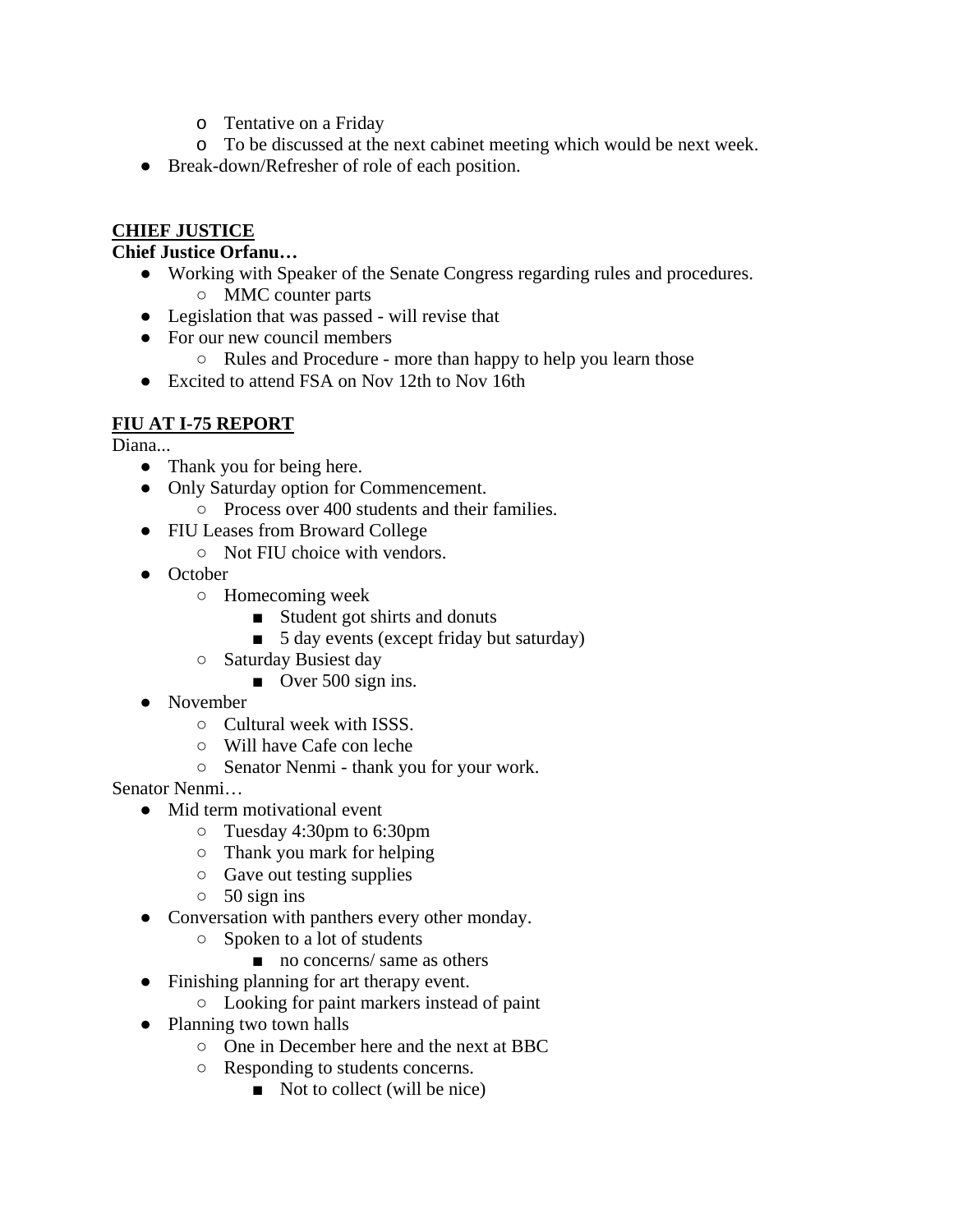- Tentative on a Friday
    - To be discussed at the next cabinet meeting which would be next week.
- Break-down/Refresher of role of each position.

## CHIEF JUSTICE

**Chief Justice Orfanu…**

- Working with Speaker of the Senate Congress regarding rules and procedures.
    - MMC counter parts
- Legislation that was passed - will revise that
- For our new council members
    - Rules and Procedure - more than happy to help you learn those
- Excited to attend FSA on Nov 12th to Nov 16th

## FIU AT I-75 REPORT

Diana...

- Thank you for being here.
- Only Saturday option for Commencement.
    - Process over 400 students and their families.
- FIU Leases from Broward College
    - Not FIU choice with vendors.
- October
    - Homecoming week
        - Student got shirts and donuts
        - 5 day events (except friday but saturday)
    - Saturday Busiest day
        - Over 500 sign ins.
- November
    - Cultural week with ISSS.
    - Will have Cafe con leche
    - Senator Nenmi - thank you for your work.

Senator Nenmi…

- Mid term motivational event
    - Tuesday 4:30pm to 6:30pm
    - Thank you mark for helping
    - Gave out testing supplies
    - 50 sign ins
- Conversation with panthers every other monday.
    - Spoken to a lot of students
        - no concerns/ same as others
- Finishing planning for art therapy event.
    - Looking for paint markers instead of paint
- Planning two town halls
    - One in December here and the next at BBC
    - Responding to students concerns.
        - Not to collect (will be nice)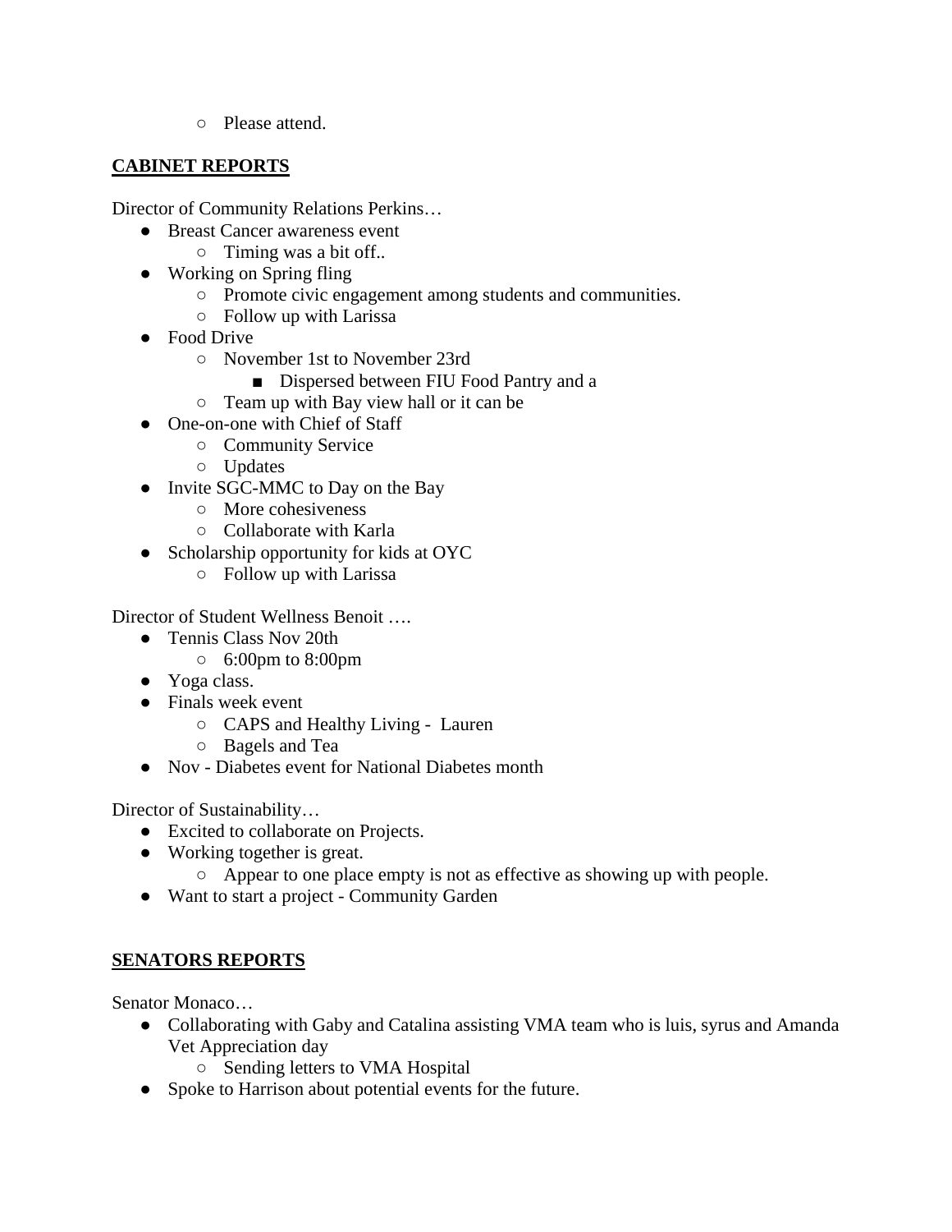- Please attend.

**<u>CABINET REPORTS</u>**

Director of Community Relations Perkins…

- Breast Cancer awareness event
  - Timing was a bit off..
- Working on Spring fling
  - Promote civic engagement among students and communities.
  - Follow up with Larissa
- Food Drive
  - November 1st to November 23rd
    - Dispersed between FIU Food Pantry and a
  - Team up with Bay view hall or it can be
- One-on-one with Chief of Staff
  - Community Service
  - Updates
- Invite SGC-MMC to Day on the Bay
  - More cohesiveness
  - Collaborate with Karla
- Scholarship opportunity for kids at OYC
  - Follow up with Larissa

Director of Student Wellness Benoit ….

- Tennis Class Nov 20th
  - 6:00pm to 8:00pm
- Yoga class.
- Finals week event
  - CAPS and Healthy Living - Lauren
  - Bagels and Tea
- Nov - Diabetes event for National Diabetes month

Director of Sustainability…

- Excited to collaborate on Projects.
- Working together is great.
  - Appear to one place empty is not as effective as showing up with people.
- Want to start a project - Community Garden

**<u>SENATORS REPORTS</u>**

Senator Monaco…

- Collaborating with Gaby and Catalina assisting VMA team who is luis, syrus and Amanda Vet Appreciation day
  - Sending letters to VMA Hospital
- Spoke to Harrison about potential events for the future.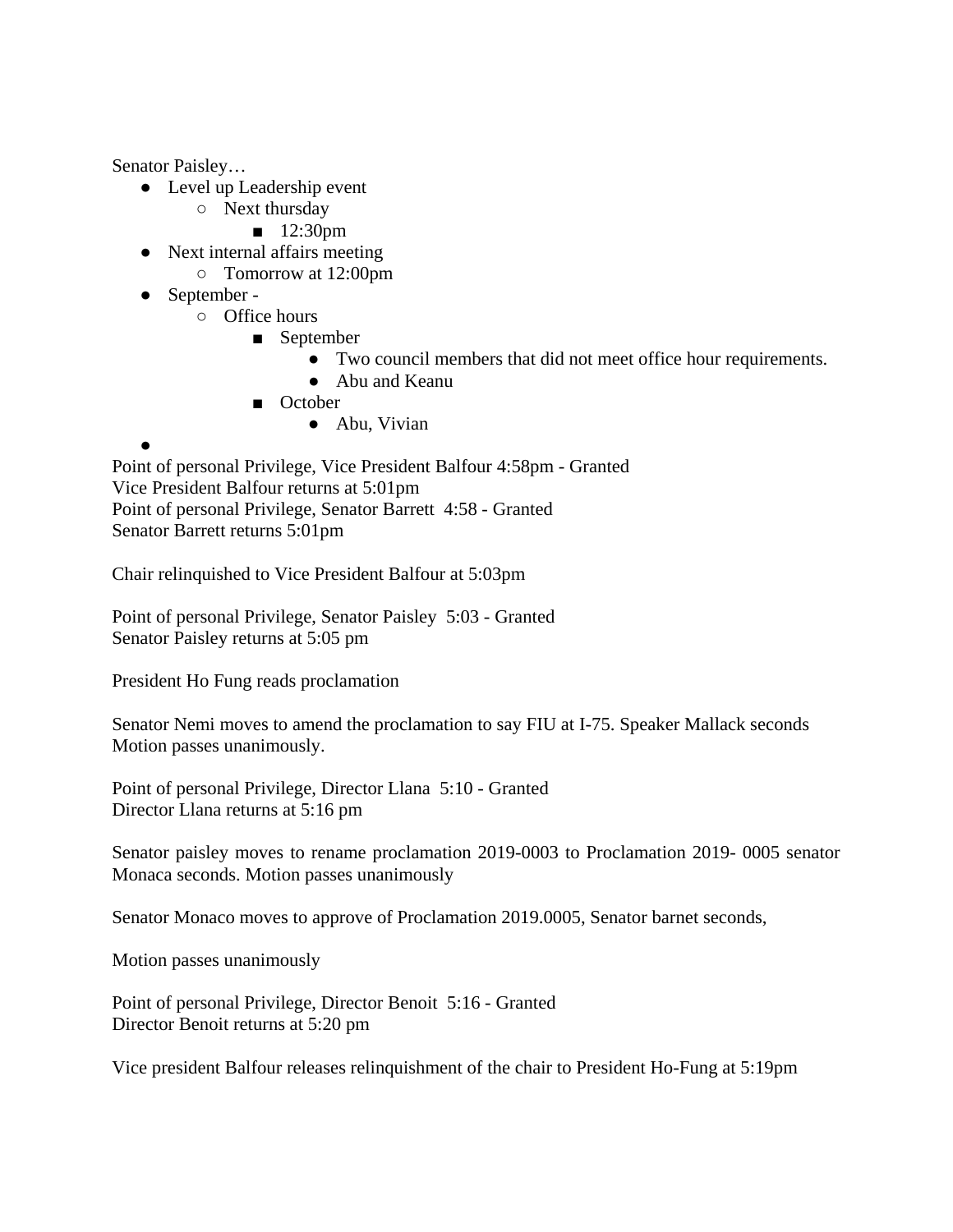Senator Paisley…

- Level up Leadership event
  - Next thursday
    - 12:30pm
- Next internal affairs meeting
  - Tomorrow at 12:00pm
- September -
  - Office hours
    - September
      - Two council members that did not meet office hour requirements.
      - Abu and Keanu
    - October
      - Abu, Vivian
-

Point of personal Privilege, Vice President Balfour 4:58pm - Granted
Vice President Balfour returns at 5:01pm
Point of personal Privilege, Senator Barrett 4:58 - Granted
Senator Barrett returns 5:01pm

Chair relinquished to Vice President Balfour at 5:03pm

Point of personal Privilege, Senator Paisley 5:03 - Granted
Senator Paisley returns at 5:05 pm

President Ho Fung reads proclamation

Senator Nemi moves to amend the proclamation to say FIU at I-75. Speaker Mallack seconds
Motion passes unanimously.

Point of personal Privilege, Director Llana 5:10 - Granted
Director Llana returns at 5:16 pm

Senator paisley moves to rename proclamation 2019-0003 to Proclamation 2019- 0005 senator Monaca seconds. Motion passes unanimously

Senator Monaco moves to approve of Proclamation 2019.0005, Senator barnet seconds,

Motion passes unanimously

Point of personal Privilege, Director Benoit 5:16 - Granted
Director Benoit returns at 5:20 pm

Vice president Balfour releases relinquishment of the chair to President Ho-Fung at 5:19pm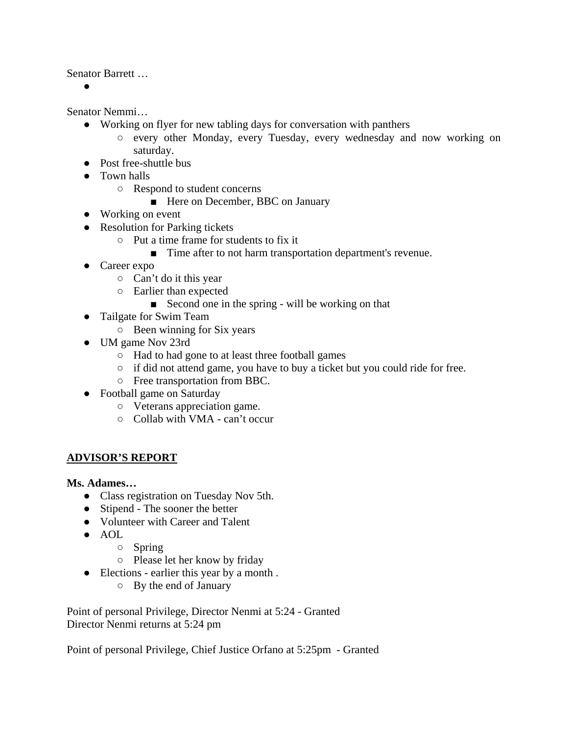Senator Barrett …

- 

Senator Nemmi…

- Working on flyer for new tabling days for conversation with panthers
  - every other Monday, every Tuesday, every wednesday and now working on saturday.
- Post free-shuttle bus
- Town halls
  - Respond to student concerns
    - Here on December, BBC on January
- Working on event
- Resolution for Parking tickets
  - Put a time frame for students to fix it
    - Time after to not harm transportation department's revenue.
- Career expo
  - Can't do it this year
  - Earlier than expected
    - Second one in the spring - will be working on that
- Tailgate for Swim Team
  - Been winning for Six years
- UM game Nov 23rd
  - Had to had gone to at least three football games
  - if did not attend game, you have to buy a ticket but you could ride for free.
  - Free transportation from BBC.
- Football game on Saturday
  - Veterans appreciation game.
  - Collab with VMA - can't occur

## ADVISOR'S REPORT

**Ms. Adames…**

- Class registration on Tuesday Nov 5th.
- Stipend - The sooner the better
- Volunteer with Career and Talent
- AOL
  - Spring
  - Please let her know by friday
- Elections - earlier this year by a month .
  - By the end of January

Point of personal Privilege, Director Nenmi at 5:24 - Granted
Director Nenmi returns at 5:24 pm

Point of personal Privilege, Chief Justice Orfano at 5:25pm - Granted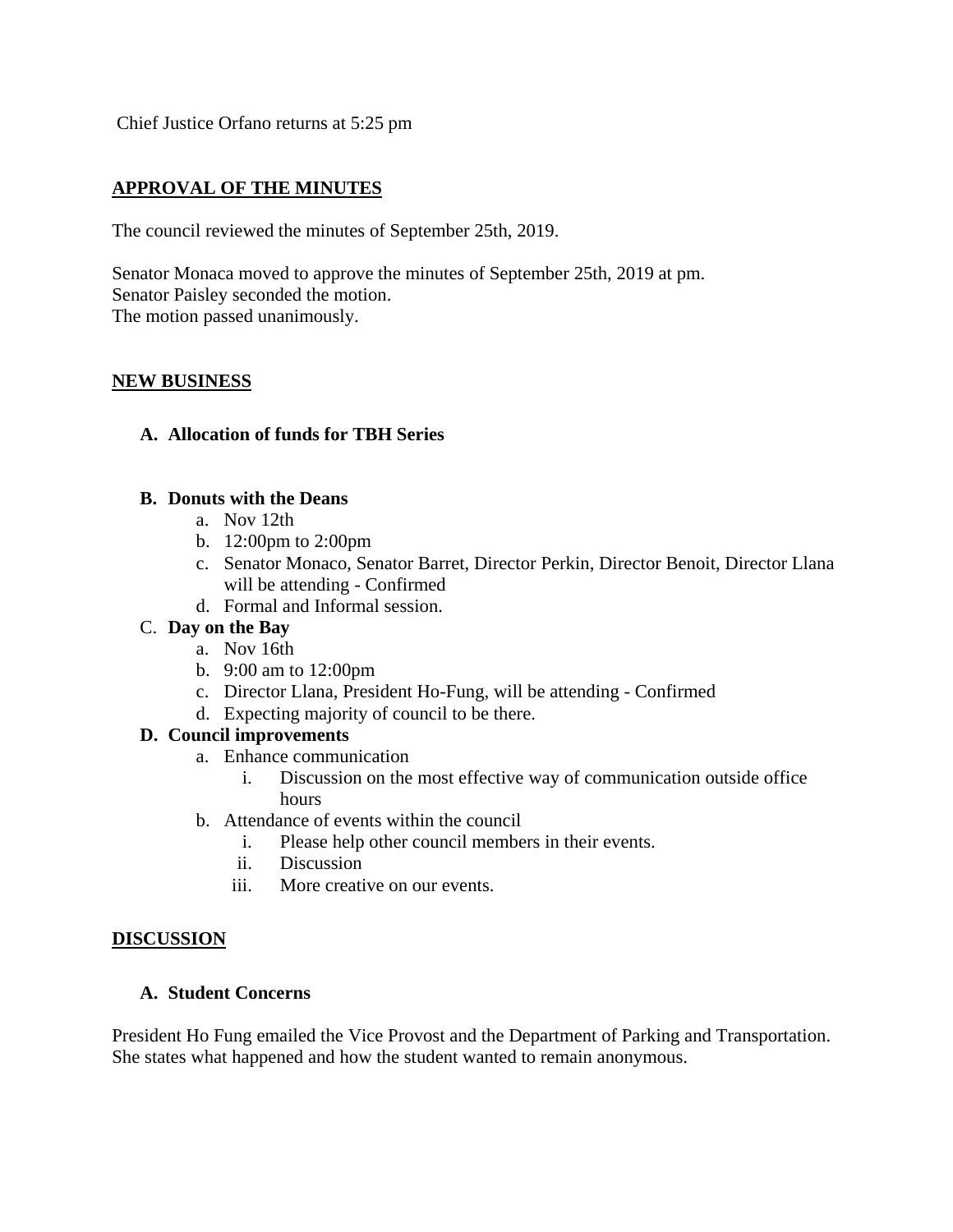Chief Justice Orfano returns at 5:25 pm

## APPROVAL OF THE MINUTES

The council reviewed the minutes of September 25th, 2019.

Senator Monaca moved to approve the minutes of September 25th, 2019 at pm.
Senator Paisley seconded the motion.
The motion passed unanimously.

## NEW BUSINESS

**A. Allocation of funds for TBH Series**

**B. Donuts with the Deans**

- a. Nov 12th
- b. 12:00pm to 2:00pm
- c. Senator Monaco, Senator Barret, Director Perkin, Director Benoit, Director Llana will be attending - Confirmed
- d. Formal and Informal session.

**C. Day on the Bay**

- a. Nov 16th
- b. 9:00 am to 12:00pm
- c. Director Llana, President Ho-Fung, will be attending - Confirmed
- d. Expecting majority of council to be there.

**D. Council improvements**

- a. Enhance communication
  - i. Discussion on the most effective way of communication outside office hours
- b. Attendance of events within the council
  - i. Please help other council members in their events.
  - ii. Discussion
  - iii. More creative on our events.

## DISCUSSION

**A. Student Concerns**

President Ho Fung emailed the Vice Provost and the Department of Parking and Transportation. She states what happened and how the student wanted to remain anonymous.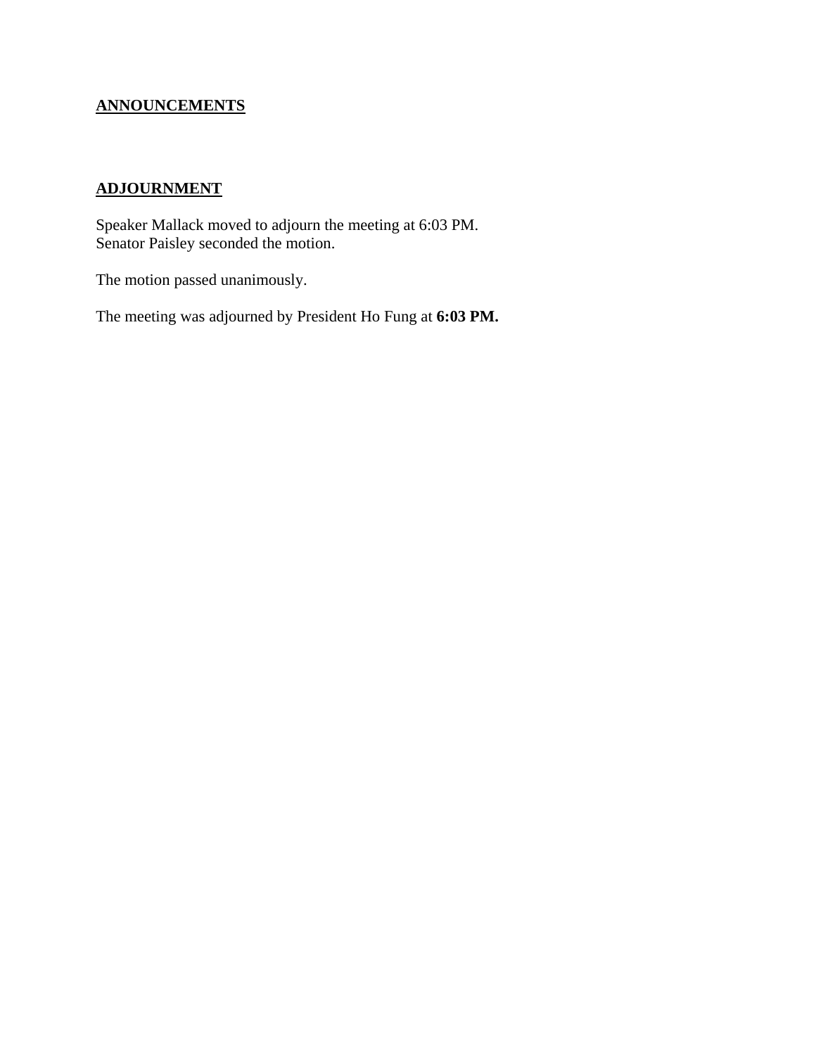**ANNOUNCEMENTS**

**ADJOURNMENT**

Speaker Mallack moved to adjourn the meeting at 6:03 PM.
Senator Paisley seconded the motion.

The motion passed unanimously.

The meeting was adjourned by President Ho Fung at **6:03 PM.**